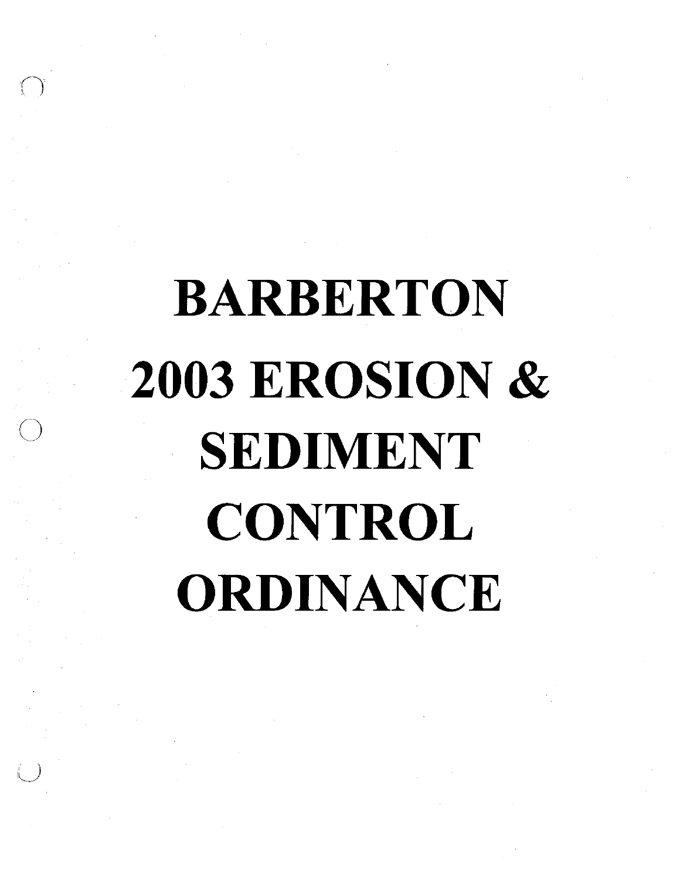# BARBERTON 2003 EROSION & SEDIMENT CONTROL ORDINANCE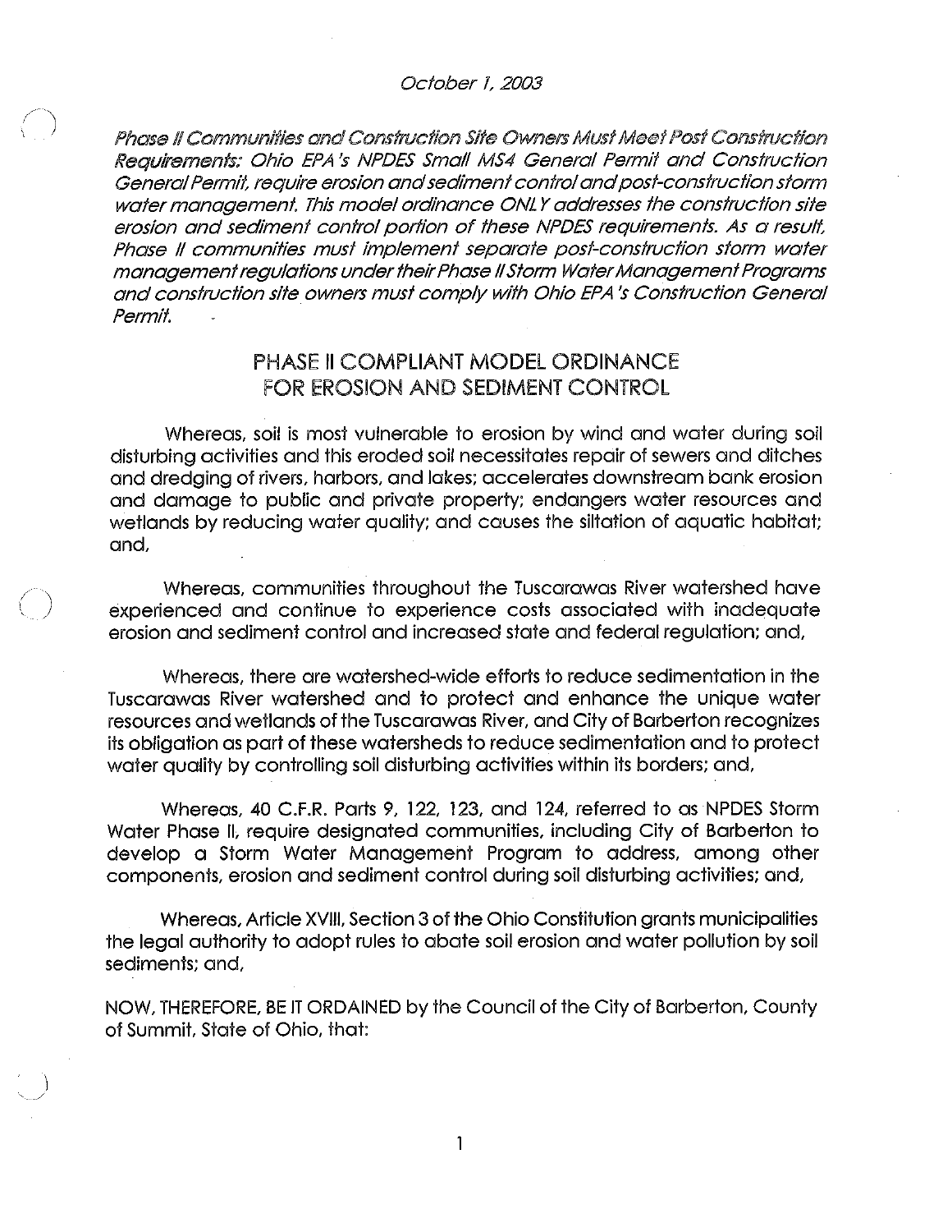October 1, 2003

*Phase II Communities and Construction Site Owners Must Meet Post Construction Requirements: Ohio EPA's NPDES Small MS4 General Permit and Construction General Permit, require erosion and sediment control and post-construction storm water management. This model ordinance ONLY addresses the construction site erosion and sediment control portion of these NPDES requirements. As a result, Phase II communities must implement separate post-construction storm water management regulations under their Phase II Storm Water Management Programs and construction site owners must comply with Ohio EPA's Construction General Permit.*

# PHASE II COMPLIANT MODEL ORDINANCE FOR EROSION AND SEDIMENT CONTROL

Whereas, soil is most vulnerable to erosion by wind and water during soil disturbing activities and this eroded soil necessitates repair of sewers and ditches and dredging of rivers, harbors, and lakes; accelerates downstream bank erosion and damage to public and private property; endangers water resources and wetlands by reducing water quality; and causes the siltation of aquatic habitat; and,

Whereas, communities throughout the Tuscarawas River watershed have experienced and continue to experience costs associated with inadequate erosion and sediment control and increased state and federal regulation; and,

Whereas, there are watershed-wide efforts to reduce sedimentation in the Tuscarawas River watershed and to protect and enhance the unique water resources and wetlands of the Tuscarawas River, and City of Barberton recognizes its obligation as part of these watersheds to reduce sedimentation and to protect water quality by controlling soil disturbing activities within its borders; and,

Whereas, 40 C.F.R. Parts 9, 122, 123, and 124, referred to as NPDES Storm Water Phase II, require designated communities, including City of Barberton to develop a Storm Water Management Program to address, among other components, erosion and sediment control during soil disturbing activities; and,

Whereas, Article XVIII, Section 3 of the Ohio Constitution grants municipalities the legal authority to adopt rules to abate soil erosion and water pollution by soil sediments; and,

NOW, THEREFORE, BE IT ORDAINED by the Council of the City of Barberton, County of Summit, State of Ohio, that: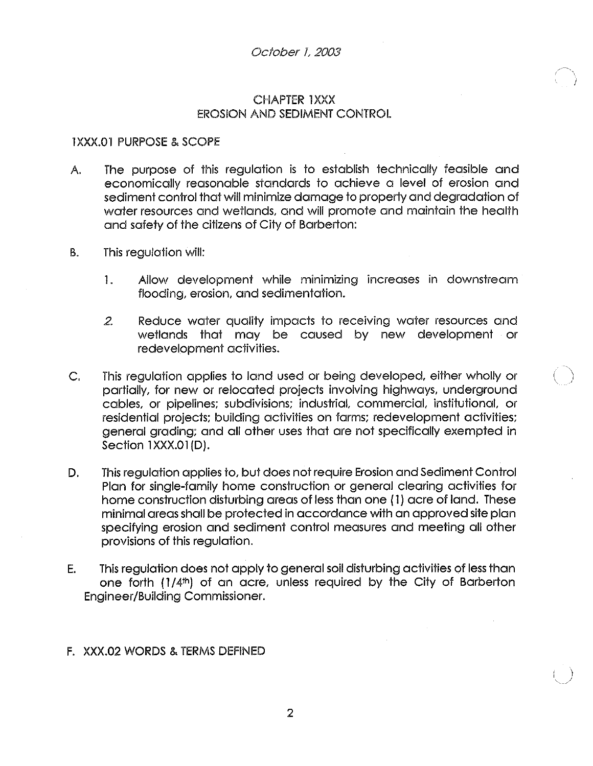*October 1, 2003*

# CHAPTER 1XXX
# EROSION AND SEDIMENT CONTROL

## 1XXX.01 PURPOSE & SCOPE

A. The purpose of this regulation is to establish technically feasible and economically reasonable standards to achieve a level of erosion and sediment control that will minimize damage to property and degradation of water resources and wetlands, and will promote and maintain the health and safety of the citizens of City of Barberton:

B. This regulation will:

   1. Allow development while minimizing increases in downstream flooding, erosion, and sedimentation.

   2. Reduce water quality impacts to receiving water resources and wetlands that may be caused by new development or redevelopment activities.

C. This regulation applies to land used or being developed, either wholly or partially, for new or relocated projects involving highways, underground cables, or pipelines; subdivisions; industrial, commercial, institutional, or residential projects; building activities on farms; redevelopment activities; general grading; and all other uses that are not specifically exempted in Section 1XXX.01(D).

D. This regulation applies to, but does not require Erosion and Sediment Control Plan for single-family home construction or general clearing activities for home construction disturbing areas of less than one (1) acre of land. These minimal areas shall be protected in accordance with an approved site plan specifying erosion and sediment control measures and meeting all other provisions of this regulation.

E. This regulation does not apply to general soil disturbing activities of less than one forth (1/4th) of an acre, unless required by the City of Barberton Engineer/Building Commissioner.

F. XXX.02 WORDS & TERMS DEFINED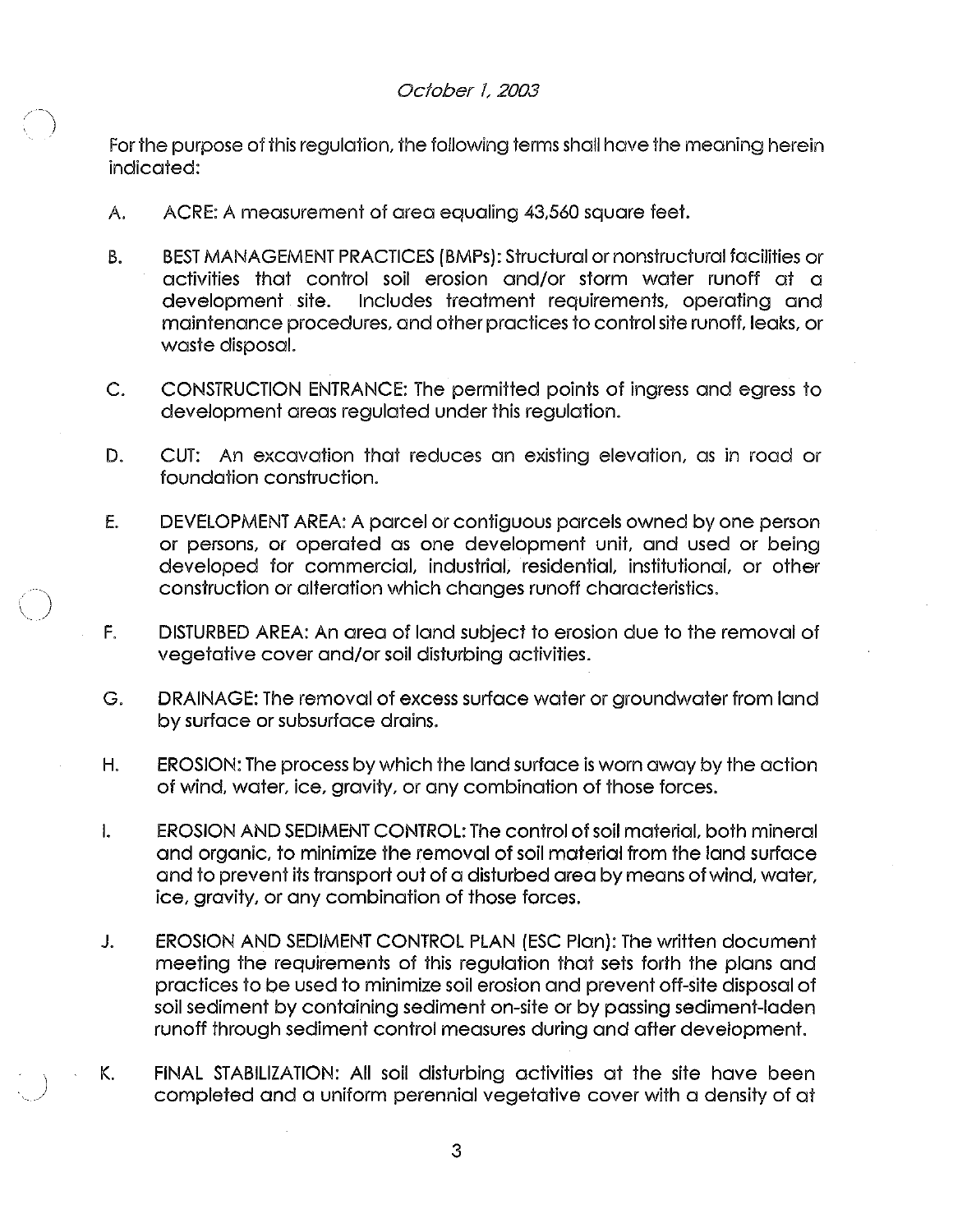For the purpose of this regulation, the following terms shall have the meaning herein indicated:

A. ACRE: A measurement of area equaling 43,560 square feet.

B. BEST MANAGEMENT PRACTICES (BMPs): Structural or nonstructural facilities or activities that control soil erosion and/or storm water runoff at a development site. Includes treatment requirements, operating and maintenance procedures, and other practices to control site runoff, leaks, or waste disposal.

C. CONSTRUCTION ENTRANCE: The permitted points of ingress and egress to development areas regulated under this regulation.

D. CUT: An excavation that reduces an existing elevation, as in road or foundation construction.

E. DEVELOPMENT AREA: A parcel or contiguous parcels owned by one person or persons, or operated as one development unit, and used or being developed for commercial, industrial, residential, institutional, or other construction or alteration which changes runoff characteristics.

F. DISTURBED AREA: An area of land subject to erosion due to the removal of vegetative cover and/or soil disturbing activities.

G. DRAINAGE: The removal of excess surface water or groundwater from land by surface or subsurface drains.

H. EROSION: The process by which the land surface is worn away by the action of wind, water, ice, gravity, or any combination of those forces.

I. EROSION AND SEDIMENT CONTROL: The control of soil material, both mineral and organic, to minimize the removal of soil material from the land surface and to prevent its transport out of a disturbed area by means of wind, water, ice, gravity, or any combination of those forces.

J. EROSION AND SEDIMENT CONTROL PLAN (ESC Plan): The written document meeting the requirements of this regulation that sets forth the plans and practices to be used to minimize soil erosion and prevent off-site disposal of soil sediment by containing sediment on-site or by passing sediment-laden runoff through sediment control measures during and after development.

K. FINAL STABILIZATION: All soil disturbing activities at the site have been completed and a uniform perennial vegetative cover with a density of at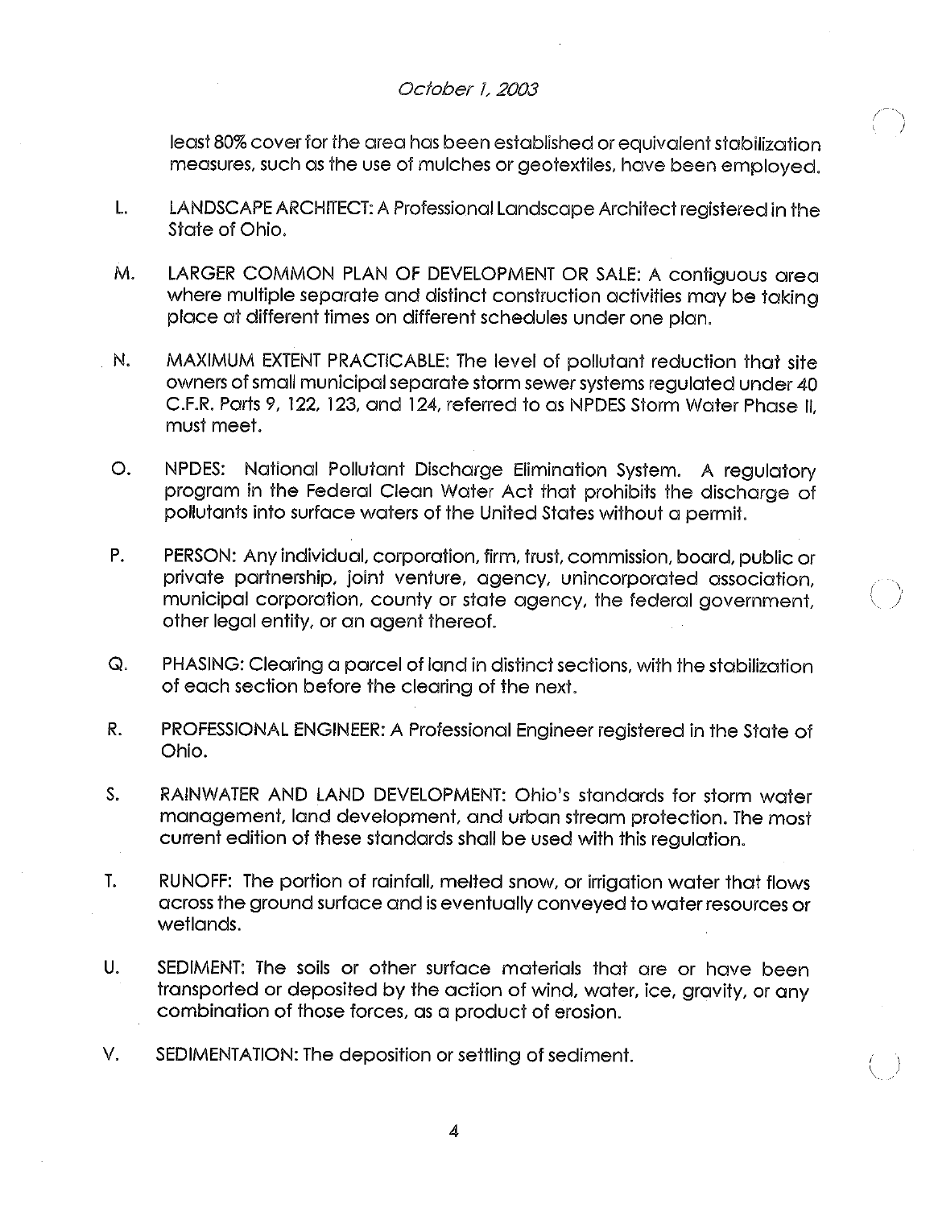least 80% cover for the area has been established or equivalent stabilization measures, such as the use of mulches or geotextiles, have been employed.

L. LANDSCAPE ARCHITECT: A Professional Landscape Architect registered in the State of Ohio.

M. LARGER COMMON PLAN OF DEVELOPMENT OR SALE: A contiguous area where multiple separate and distinct construction activities may be taking place at different times on different schedules under one plan.

N. MAXIMUM EXTENT PRACTICABLE: The level of pollutant reduction that site owners of small municipal separate storm sewer systems regulated under 40 C.F.R. Parts 9, 122, 123, and 124, referred to as NPDES Storm Water Phase II, must meet.

O. NPDES: National Pollutant Discharge Elimination System. A regulatory program in the Federal Clean Water Act that prohibits the discharge of pollutants into surface waters of the United States without a permit.

P. PERSON: Any individual, corporation, firm, trust, commission, board, public or private partnership, joint venture, agency, unincorporated association, municipal corporation, county or state agency, the federal government, other legal entity, or an agent thereof.

Q. PHASING: Clearing a parcel of land in distinct sections, with the stabilization of each section before the clearing of the next.

R. PROFESSIONAL ENGINEER: A Professional Engineer registered in the State of Ohio.

S. RAINWATER AND LAND DEVELOPMENT: Ohio's standards for storm water management, land development, and urban stream protection. The most current edition of these standards shall be used with this regulation.

T. RUNOFF: The portion of rainfall, melted snow, or irrigation water that flows across the ground surface and is eventually conveyed to water resources or wetlands.

U. SEDIMENT: The soils or other surface materials that are or have been transported or deposited by the action of wind, water, ice, gravity, or any combination of those forces, as a product of erosion.

V. SEDIMENTATION: The deposition or settling of sediment.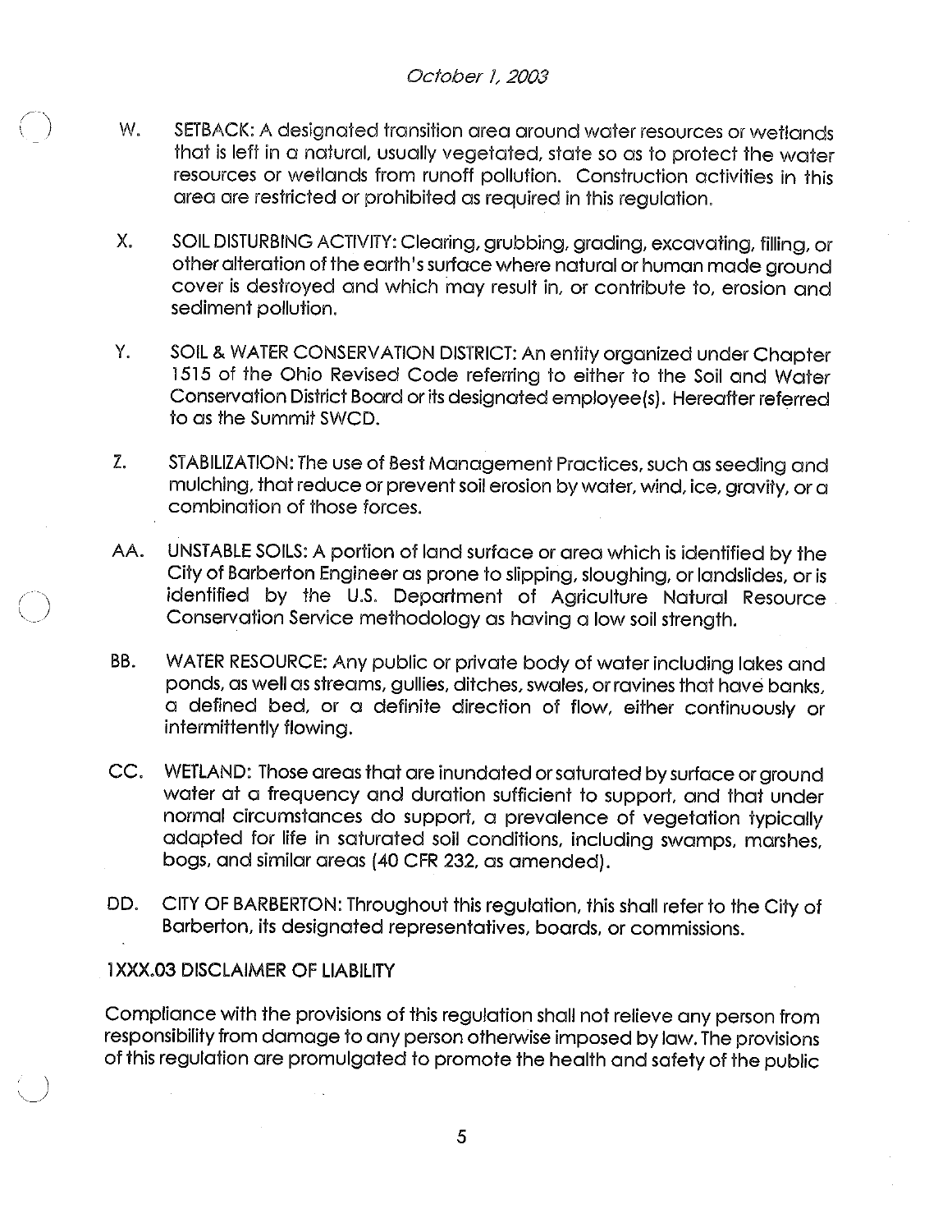W. SETBACK: A designated transition area around water resources or wetlands that is left in a natural, usually vegetated, state so as to protect the water resources or wetlands from runoff pollution. Construction activities in this area are restricted or prohibited as required in this regulation.

X. SOIL DISTURBING ACTIVITY: Clearing, grubbing, grading, excavating, filling, or other alteration of the earth's surface where natural or human made ground cover is destroyed and which may result in, or contribute to, erosion and sediment pollution.

Y. SOIL & WATER CONSERVATION DISTRICT: An entity organized under Chapter 1515 of the Ohio Revised Code referring to either to the Soil and Water Conservation District Board or its designated employee(s). Hereafter referred to as the Summit SWCD.

Z. STABILIZATION: The use of Best Management Practices, such as seeding and mulching, that reduce or prevent soil erosion by water, wind, ice, gravity, or a combination of those forces.

AA. UNSTABLE SOILS: A portion of land surface or area which is identified by the City of Barberton Engineer as prone to slipping, sloughing, or landslides, or is identified by the U.S. Department of Agriculture Natural Resource Conservation Service methodology as having a low soil strength.

BB. WATER RESOURCE: Any public or private body of water including lakes and ponds, as well as streams, gullies, ditches, swales, or ravines that have banks, a defined bed, or a definite direction of flow, either continuously or intermittently flowing.

CC. WETLAND: Those areas that are inundated or saturated by surface or ground water at a frequency and duration sufficient to support, and that under normal circumstances do support, a prevalence of vegetation typically adapted for life in saturated soil conditions, including swamps, marshes, bogs, and similar areas (40 CFR 232, as amended).

DD. CITY OF BARBERTON: Throughout this regulation, this shall refer to the City of Barberton, its designated representatives, boards, or commissions.

1XXX.03 DISCLAIMER OF LIABILITY

Compliance with the provisions of this regulation shall not relieve any person from responsibility from damage to any person otherwise imposed by law. The provisions of this regulation are promulgated to promote the health and safety of the public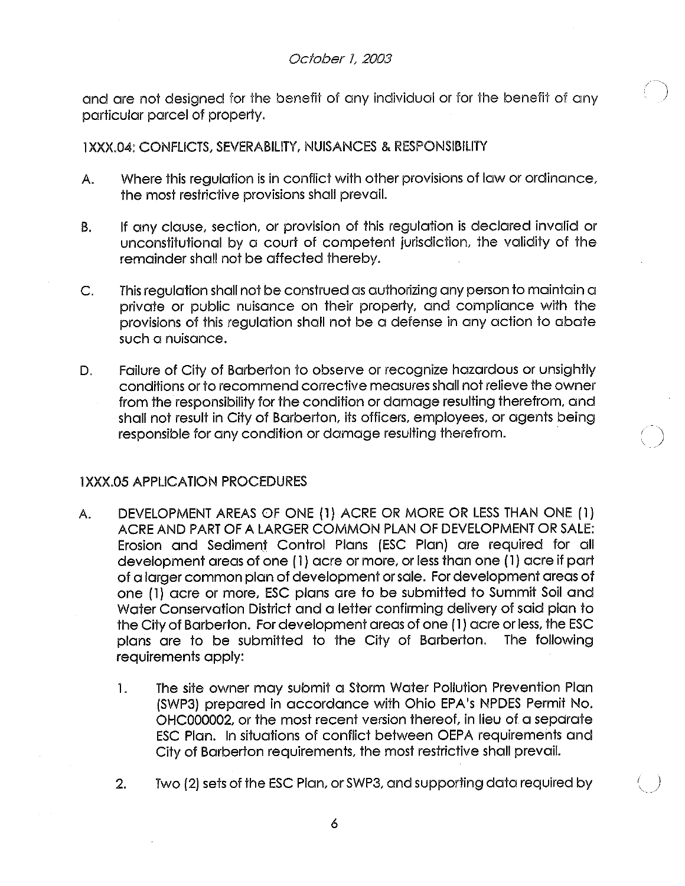and are not designed for the benefit of any individual or for the benefit of any particular parcel of property.

## 1XXX.04: CONFLICTS, SEVERABILITY, NUISANCES & RESPONSIBILITY

A. Where this regulation is in conflict with other provisions of law or ordinance, the most restrictive provisions shall prevail.

B. If any clause, section, or provision of this regulation is declared invalid or unconstitutional by a court of competent jurisdiction, the validity of the remainder shall not be affected thereby.

C. This regulation shall not be construed as authorizing any person to maintain a private or public nuisance on their property, and compliance with the provisions of this regulation shall not be a defense in any action to abate such a nuisance.

D. Failure of City of Barberton to observe or recognize hazardous or unsightly conditions or to recommend corrective measures shall not relieve the owner from the responsibility for the condition or damage resulting therefrom, and shall not result in City of Barberton, its officers, employees, or agents being responsible for any condition or damage resulting therefrom.

## 1XXX.05 APPLICATION PROCEDURES

A. DEVELOPMENT AREAS OF ONE (1) ACRE OR MORE OR LESS THAN ONE (1) ACRE AND PART OF A LARGER COMMON PLAN OF DEVELOPMENT OR SALE: Erosion and Sediment Control Plans (ESC Plan) are required for all development areas of one (1) acre or more, or less than one (1) acre if part of a larger common plan of development or sale. For development areas of one (1) acre or more, ESC plans are to be submitted to Summit Soil and Water Conservation District and a letter confirming delivery of said plan to the City of Barberton. For development areas of one (1) acre or less, the ESC plans are to be submitted to the City of Barberton. The following requirements apply:

   1. The site owner may submit a Storm Water Pollution Prevention Plan (SWP3) prepared in accordance with Ohio EPA's NPDES Permit No. OHC000002, or the most recent version thereof, in lieu of a separate ESC Plan. In situations of conflict between OEPA requirements and City of Barberton requirements, the most restrictive shall prevail.

   2. Two (2) sets of the ESC Plan, or SWP3, and supporting data required by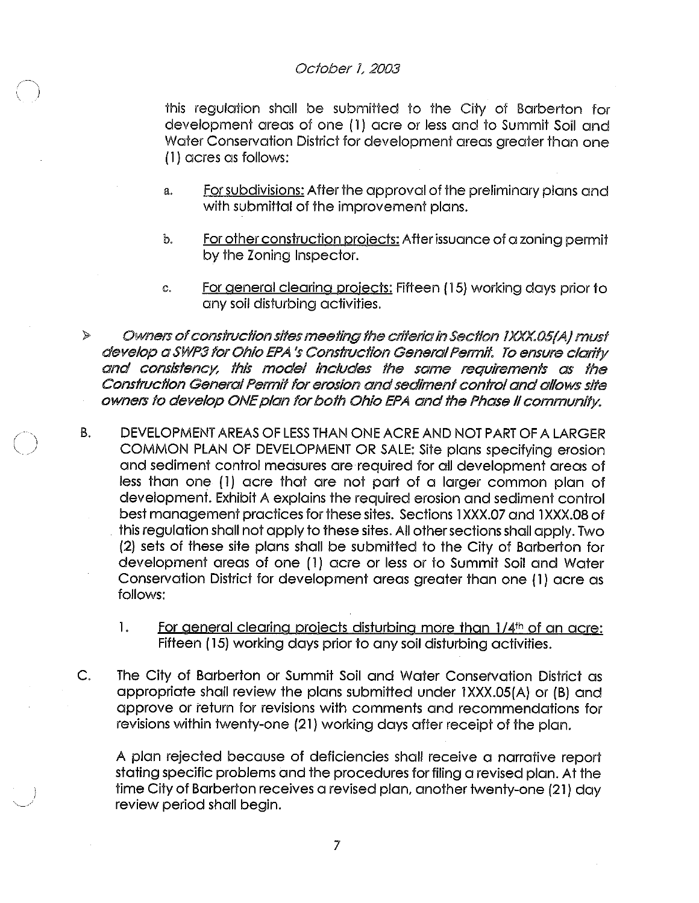this regulation shall be submitted to the City of Barberton for development areas of one (1) acre or less and to Summit Soil and Water Conservation District for development areas greater than one (1) acres as follows:

a. For subdivisions: After the approval of the preliminary plans and with submittal of the improvement plans.

b. For other construction projects: After issuance of a zoning permit by the Zoning Inspector.

c. For general clearing projects: Fifteen (15) working days prior to any soil disturbing activities.

➢ *Owners of construction sites meeting the criteria in Section 1XXX.05(A) must develop a SWP3 for Ohio EPA's Construction General Permit. To ensure clarity and consistency, this model includes the same requirements as the Construction General Permit for erosion and sediment control and allows site owners to develop ONE plan for both Ohio EPA and the Phase II community.*

B. DEVELOPMENT AREAS OF LESS THAN ONE ACRE AND NOT PART OF A LARGER COMMON PLAN OF DEVELOPMENT OR SALE: Site plans specifying erosion and sediment control measures are required for all development areas of less than one (1) acre that are not part of a larger common plan of development. Exhibit A explains the required erosion and sediment control best management practices for these sites. Sections 1XXX.07 and 1XXX.08 of this regulation shall not apply to these sites. All other sections shall apply. Two (2) sets of these site plans shall be submitted to the City of Barberton for development areas of one (1) acre or less or to Summit Soil and Water Conservation District for development areas greater than one (1) acre as follows:

1. For general clearing projects disturbing more than 1/4th of an acre: Fifteen (15) working days prior to any soil disturbing activities.

C. The City of Barberton or Summit Soil and Water Conservation District as appropriate shall review the plans submitted under 1XXX.05(A) or (B) and approve or return for revisions with comments and recommendations for revisions within twenty-one (21) working days after receipt of the plan.

A plan rejected because of deficiencies shall receive a narrative report stating specific problems and the procedures for filing a revised plan. At the time City of Barberton receives a revised plan, another twenty-one (21) day review period shall begin.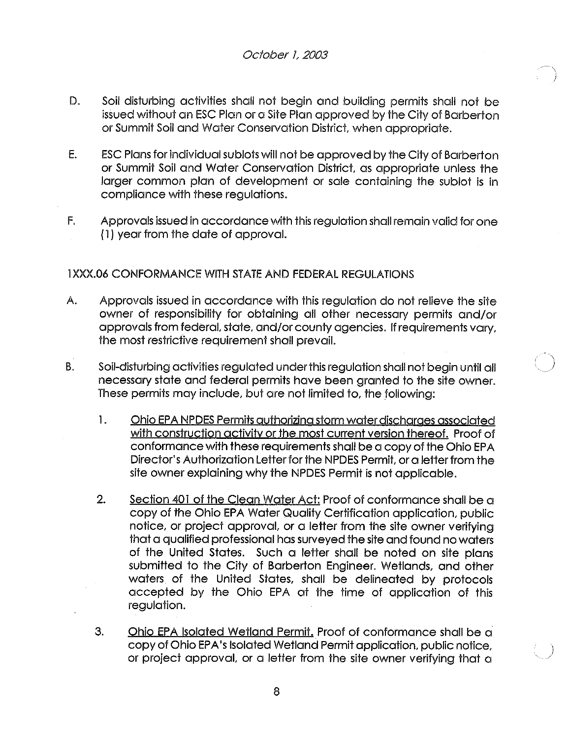D. Soil disturbing activities shall not begin and building permits shall not be issued without an ESC Plan or a Site Plan approved by the City of Barberton or Summit Soil and Water Conservation District, when appropriate.

E. ESC Plans for individual sublots will not be approved by the City of Barberton or Summit Soil and Water Conservation District, as appropriate unless the larger common plan of development or sale containing the sublot is in compliance with these regulations.

F. Approvals issued in accordance with this regulation shall remain valid for one (1) year from the date of approval.

## 1XXX.06 CONFORMANCE WITH STATE AND FEDERAL REGULATIONS

A. Approvals issued in accordance with this regulation do not relieve the site owner of responsibility for obtaining all other necessary permits and/or approvals from federal, state, and/or county agencies. If requirements vary, the most restrictive requirement shall prevail.

B. Soil-disturbing activities regulated under this regulation shall not begin until all necessary state and federal permits have been granted to the site owner. These permits may include, but are not limited to, the following:

1. Ohio EPA NPDES Permits authorizing storm water discharges associated with construction activity or the most current version thereof. Proof of conformance with these requirements shall be a copy of the Ohio EPA Director's Authorization Letter for the NPDES Permit, or a letter from the site owner explaining why the NPDES Permit is not applicable.

2. Section 401 of the Clean Water Act: Proof of conformance shall be a copy of the Ohio EPA Water Quality Certification application, public notice, or project approval, or a letter from the site owner verifying that a qualified professional has surveyed the site and found no waters of the United States. Such a letter shall be noted on site plans submitted to the City of Barberton Engineer. Wetlands, and other waters of the United States, shall be delineated by protocols accepted by the Ohio EPA at the time of application of this regulation.

3. Ohio EPA Isolated Wetland Permit. Proof of conformance shall be a copy of Ohio EPA's Isolated Wetland Permit application, public notice, or project approval, or a letter from the site owner verifying that a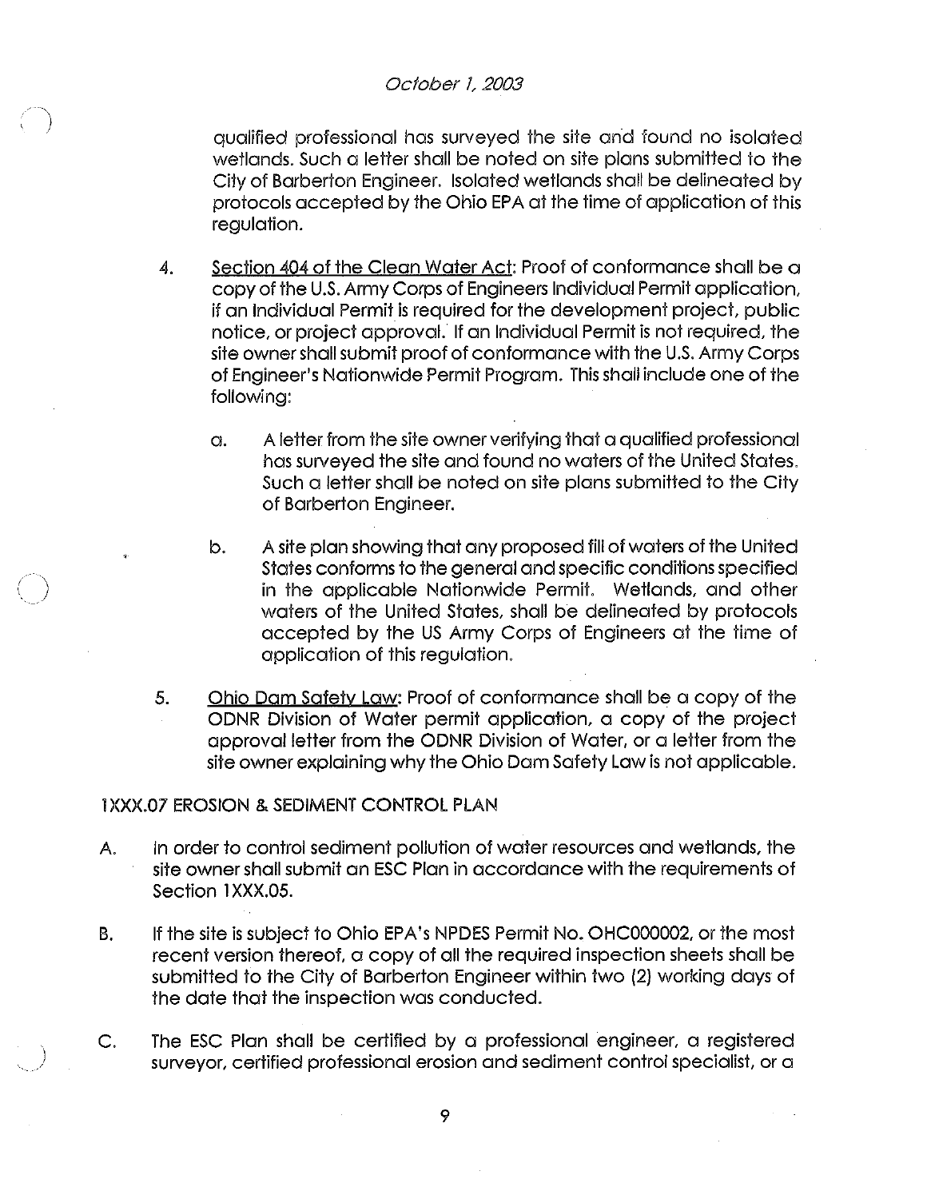qualified professional has surveyed the site and found no isolated wetlands. Such a letter shall be noted on site plans submitted to the City of Barberton Engineer. Isolated wetlands shall be delineated by protocols accepted by the Ohio EPA at the time of application of this regulation.

4. <u>Section 404 of the Clean Water Act</u>: Proof of conformance shall be a copy of the U.S. Army Corps of Engineers Individual Permit application, if an Individual Permit is required for the development project, public notice, or project approval. If an Individual Permit is not required, the site owner shall submit proof of conformance with the U.S. Army Corps of Engineer's Nationwide Permit Program. This shall include one of the following:

   a. A letter from the site owner verifying that a qualified professional has surveyed the site and found no waters of the United States. Such a letter shall be noted on site plans submitted to the City of Barberton Engineer.

   b. A site plan showing that any proposed fill of waters of the United States conforms to the general and specific conditions specified in the applicable Nationwide Permit. Wetlands, and other waters of the United States, shall be delineated by protocols accepted by the US Army Corps of Engineers at the time of application of this regulation.

5. <u>Ohio Dam Safety Law</u>: Proof of conformance shall be a copy of the ODNR Division of Water permit application, a copy of the project approval letter from the ODNR Division of Water, or a letter from the site owner explaining why the Ohio Dam Safety Law is not applicable.

1XXX.07 EROSION & SEDIMENT CONTROL PLAN

A. In order to control sediment pollution of water resources and wetlands, the site owner shall submit an ESC Plan in accordance with the requirements of Section 1XXX.05.

B. If the site is subject to Ohio EPA's NPDES Permit No. OHC000002, or the most recent version thereof, a copy of all the required inspection sheets shall be submitted to the City of Barberton Engineer within two (2) working days of the date that the inspection was conducted.

C. The ESC Plan shall be certified by a professional engineer, a registered surveyor, certified professional erosion and sediment control specialist, or a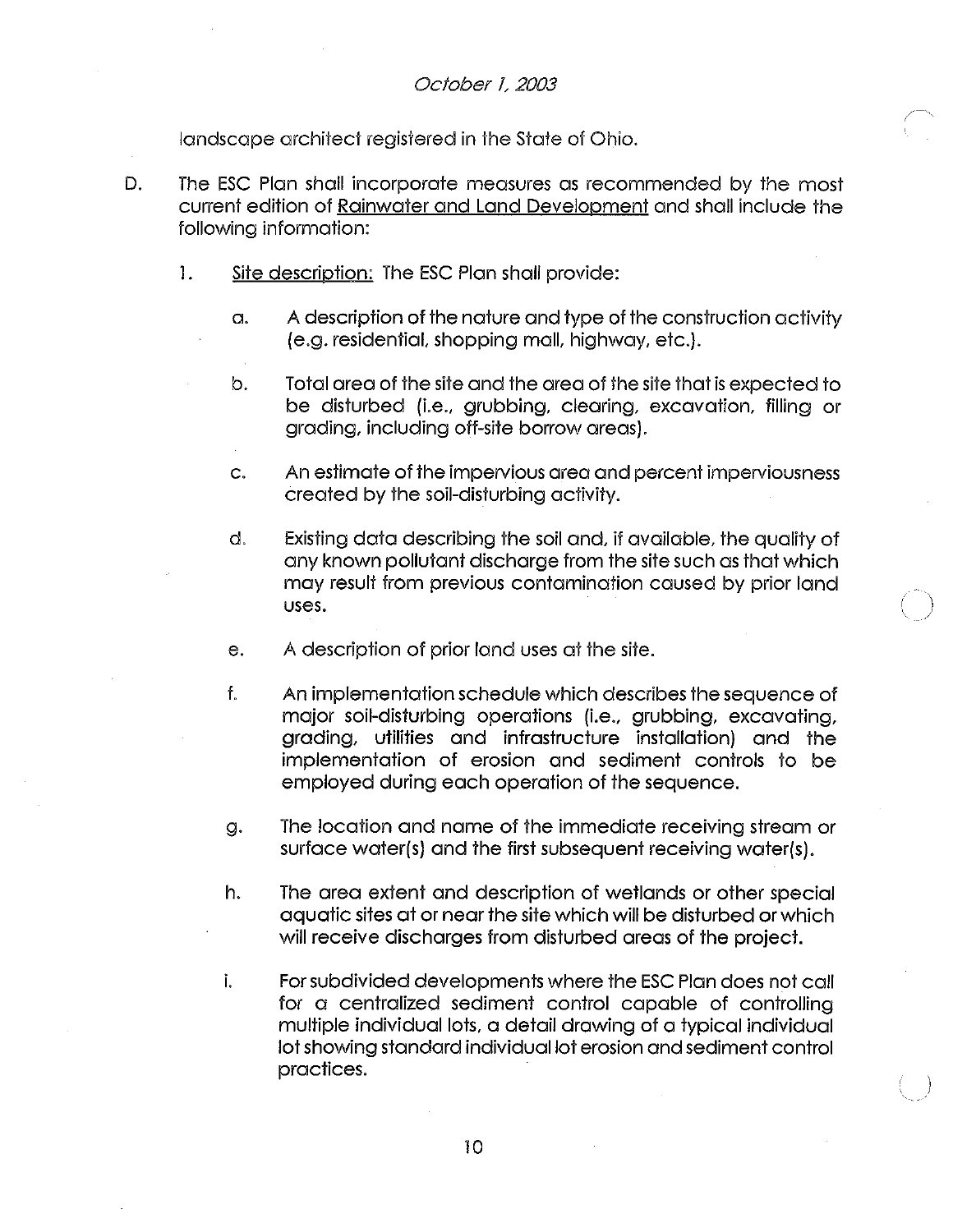landscape architect registered in the State of Ohio.

D. The ESC Plan shall incorporate measures as recommended by the most current edition of <u>Rainwater and Land Development</u> and shall include the following information:

   1. <u>Site description:</u> The ESC Plan shall provide:

      a. A description of the nature and type of the construction activity (e.g. residential, shopping mall, highway, etc.).

      b. Total area of the site and the area of the site that is expected to be disturbed (i.e., grubbing, clearing, excavation, filling or grading, including off-site borrow areas).

      c. An estimate of the impervious area and percent imperviousness created by the soil-disturbing activity.

      d. Existing data describing the soil and, if available, the quality of any known pollutant discharge from the site such as that which may result from previous contamination caused by prior land uses.

      e. A description of prior land uses at the site.

      f. An implementation schedule which describes the sequence of major soil-disturbing operations (i.e., grubbing, excavating, grading, utilities and infrastructure installation) and the implementation of erosion and sediment controls to be employed during each operation of the sequence.

      g. The location and name of the immediate receiving stream or surface water(s) and the first subsequent receiving water(s).

      h. The area extent and description of wetlands or other special aquatic sites at or near the site which will be disturbed or which will receive discharges from disturbed areas of the project.

      i. For subdivided developments where the ESC Plan does not call for a centralized sediment control capable of controlling multiple individual lots, a detail drawing of a typical individual lot showing standard individual lot erosion and sediment control practices.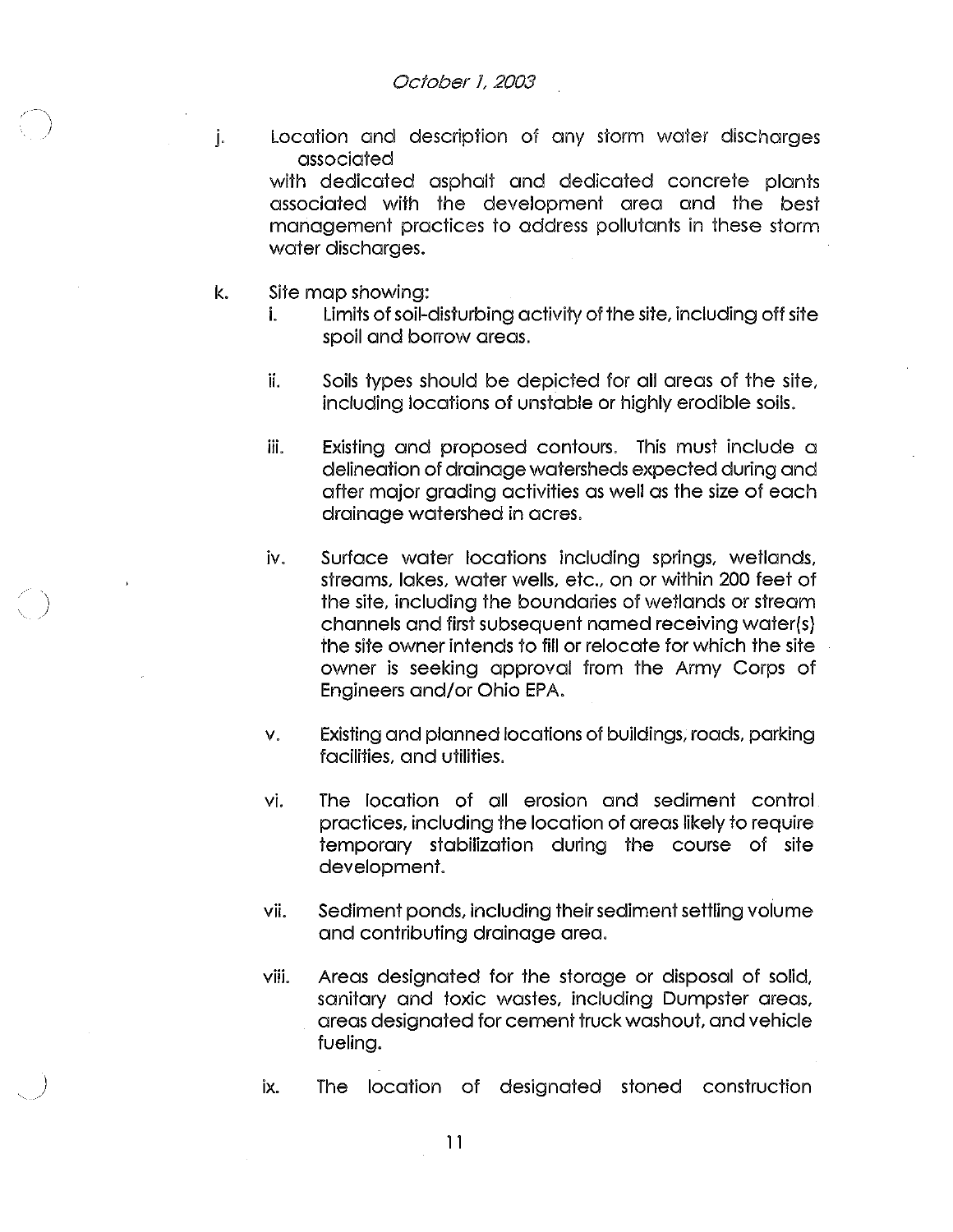j. Location and description of any storm water discharges associated with dedicated asphalt and dedicated concrete plants associated with the development area and the best management practices to address pollutants in these storm water discharges.

k. Site map showing:

   i. Limits of soil-disturbing activity of the site, including off site spoil and borrow areas.

   ii. Soils types should be depicted for all areas of the site, including locations of unstable or highly erodible soils.

   iii. Existing and proposed contours. This must include a delineation of drainage watersheds expected during and after major grading activities as well as the size of each drainage watershed in acres.

   iv. Surface water locations including springs, wetlands, streams, lakes, water wells, etc., on or within 200 feet of the site, including the boundaries of wetlands or stream channels and first subsequent named receiving water(s) the site owner intends to fill or relocate for which the site owner is seeking approval from the Army Corps of Engineers and/or Ohio EPA.

   v. Existing and planned locations of buildings, roads, parking facilities, and utilities.

   vi. The location of all erosion and sediment control practices, including the location of areas likely to require temporary stabilization during the course of site development.

   vii. Sediment ponds, including their sediment settling volume and contributing drainage area.

   viii. Areas designated for the storage or disposal of solid, sanitary and toxic wastes, including Dumpster areas, areas designated for cement truck washout, and vehicle fueling.

   ix. The location of designated stoned construction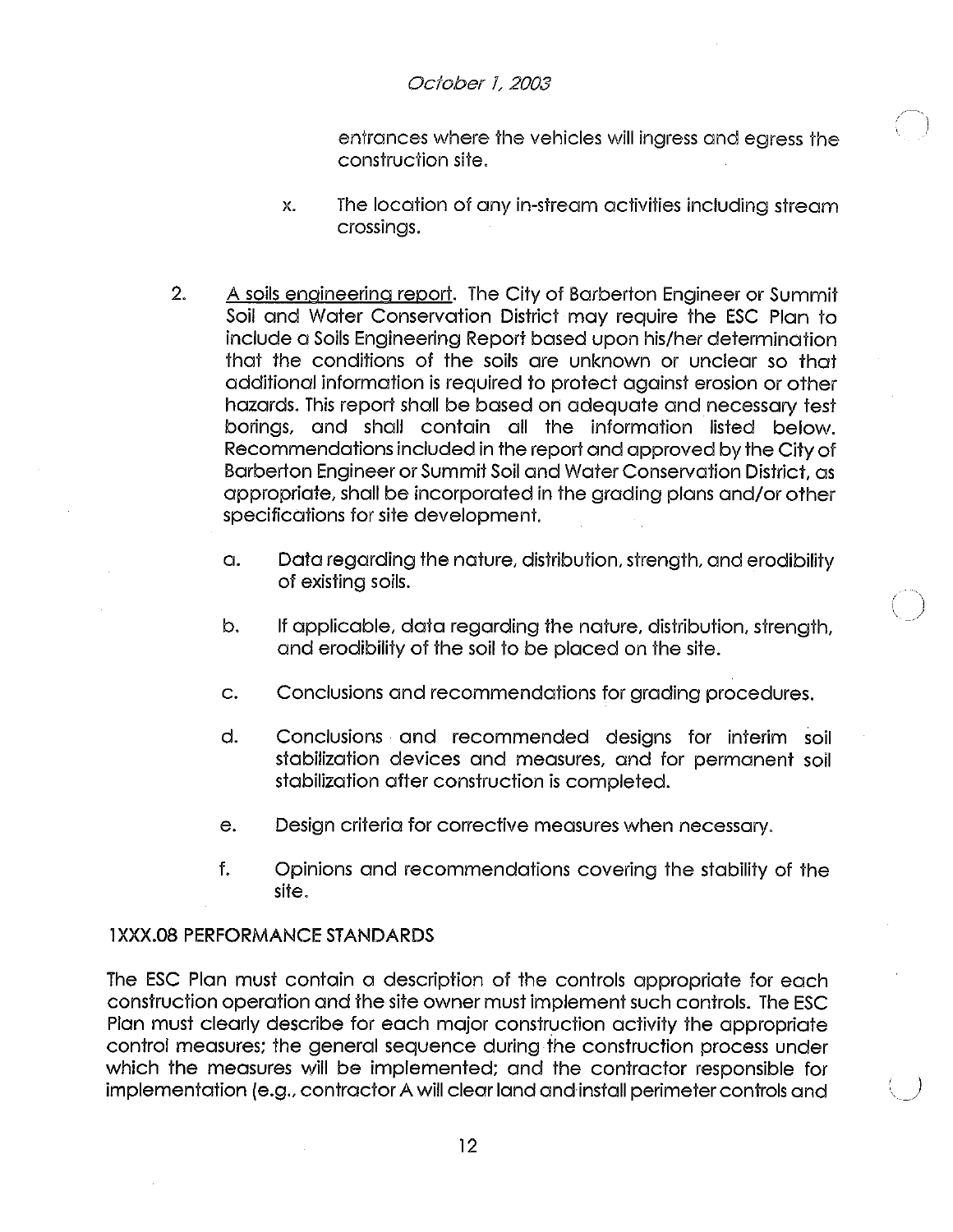entrances where the vehicles will ingress and egress the construction site.

x. The location of any in-stream activities including stream crossings.

2. A soils engineering report. The City of Barberton Engineer or Summit Soil and Water Conservation District may require the ESC Plan to include a Soils Engineering Report based upon his/her determination that the conditions of the soils are unknown or unclear so that additional information is required to protect against erosion or other hazards. This report shall be based on adequate and necessary test borings, and shall contain all the information listed below. Recommendations included in the report and approved by the City of Barberton Engineer or Summit Soil and Water Conservation District, as appropriate, shall be incorporated in the grading plans and/or other specifications for site development.

   a. Data regarding the nature, distribution, strength, and erodibility of existing soils.

   b. If applicable, data regarding the nature, distribution, strength, and erodibility of the soil to be placed on the site.

   c. Conclusions and recommendations for grading procedures.

   d. Conclusions and recommended designs for interim soil stabilization devices and measures, and for permanent soil stabilization after construction is completed.

   e. Design criteria for corrective measures when necessary.

   f. Opinions and recommendations covering the stability of the site.

### 1XXX.08 PERFORMANCE STANDARDS

The ESC Plan must contain a description of the controls appropriate for each construction operation and the site owner must implement such controls. The ESC Plan must clearly describe for each major construction activity the appropriate control measures; the general sequence during the construction process under which the measures will be implemented; and the contractor responsible for implementation (e.g., contractor A will clear land and install perimeter controls and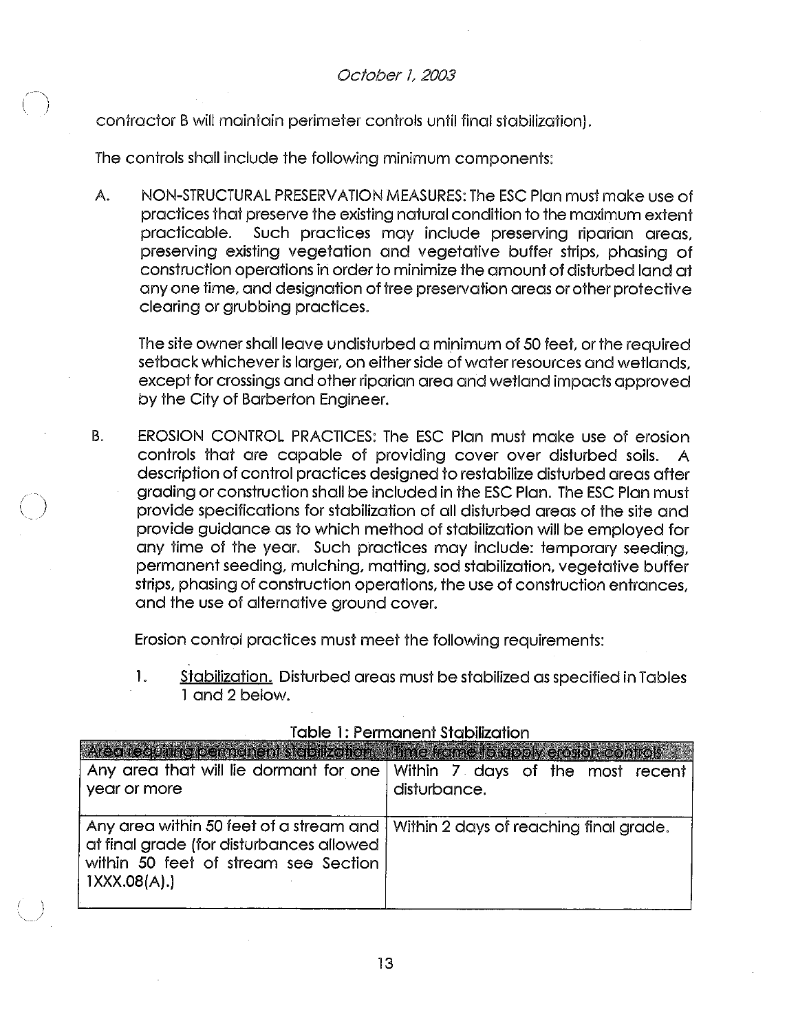contractor B will maintain perimeter controls until final stabilization).

The controls shall include the following minimum components:

A. NON-STRUCTURAL PRESERVATION MEASURES: The ESC Plan must make use of practices that preserve the existing natural condition to the maximum extent practicable. Such practices may include preserving riparian areas, preserving existing vegetation and vegetative buffer strips, phasing of construction operations in order to minimize the amount of disturbed land at any one time, and designation of tree preservation areas or other protective clearing or grubbing practices.

   The site owner shall leave undisturbed a minimum of 50 feet, or the required setback whichever is larger, on either side of water resources and wetlands, except for crossings and other riparian area and wetland impacts approved by the City of Barberton Engineer.

B. EROSION CONTROL PRACTICES: The ESC Plan must make use of erosion controls that are capable of providing cover over disturbed soils. A description of control practices designed to restabilize disturbed areas after grading or construction shall be included in the ESC Plan. The ESC Plan must provide specifications for stabilization of all disturbed areas of the site and provide guidance as to which method of stabilization will be employed for any time of the year. Such practices may include: temporary seeding, permanent seeding, mulching, matting, sod stabilization, vegetative buffer strips, phasing of construction operations, the use of construction entrances, and the use of alternative ground cover.

   Erosion control practices must meet the following requirements:

   1. Stabilization. Disturbed areas must be stabilized as specified in Tables 1 and 2 below.

Table 1: Permanent Stabilization

| Area requiring permanent stabilization | Time frame to apply erosion controls |
|---|---|
| Any area that will lie dormant for one year or more | Within 7 days of the most recent disturbance. |
| Any area within 50 feet of a stream and at final grade (for disturbances allowed within 50 feet of stream see Section 1XXX.08(A).) | Within 2 days of reaching final grade. |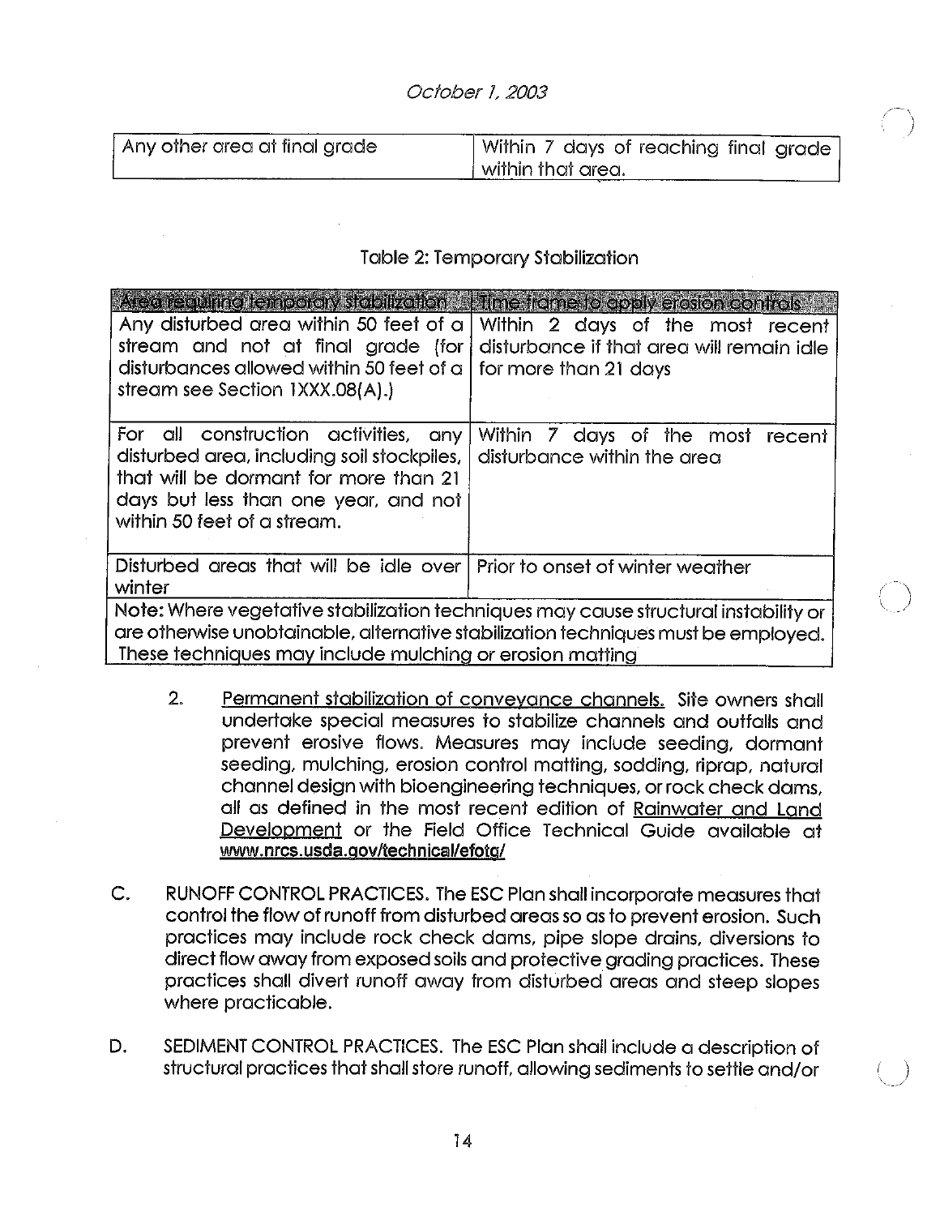| | |
|---|---|
| Any other area at final grade | Within 7 days of reaching final grade within that area. |

Table 2: Temporary Stabilization

| Area requiring temporary stabilization | Time frame to apply erosion controls |
|---|---|
| Any disturbed area within 50 feet of a stream and not at final grade (for disturbances allowed within 50 feet of a stream see Section 1XXX.08(A).) | Within 2 days of the most recent disturbance if that area will remain idle for more than 21 days |
| For all construction activities, any disturbed area, including soil stockpiles, that will be dormant for more than 21 days but less than one year, and not within 50 feet of a stream. | Within 7 days of the most recent disturbance within the area |
| Disturbed areas that will be idle over winter | Prior to onset of winter weather |
| **Note:** Where vegetative stabilization techniques may cause structural instability or are otherwise unobtainable, alternative stabilization techniques must be employed. These techniques may include mulching or erosion matting | |

2. Permanent stabilization of conveyance channels. Site owners shall undertake special measures to stabilize channels and outfalls and prevent erosive flows. Measures may include seeding, dormant seeding, mulching, erosion control matting, sodding, riprap, natural channel design with bioengineering techniques, or rock check dams, all as defined in the most recent edition of Rainwater and Land Development or the Field Office Technical Guide available at **www.nrcs.usda.gov/technical/efotg/**

C. RUNOFF CONTROL PRACTICES. The ESC Plan shall incorporate measures that control the flow of runoff from disturbed areas so as to prevent erosion. Such practices may include rock check dams, pipe slope drains, diversions to direct flow away from exposed soils and protective grading practices. These practices shall divert runoff away from disturbed areas and steep slopes where practicable.

D. SEDIMENT CONTROL PRACTICES. The ESC Plan shall include a description of structural practices that shall store runoff, allowing sediments to settle and/or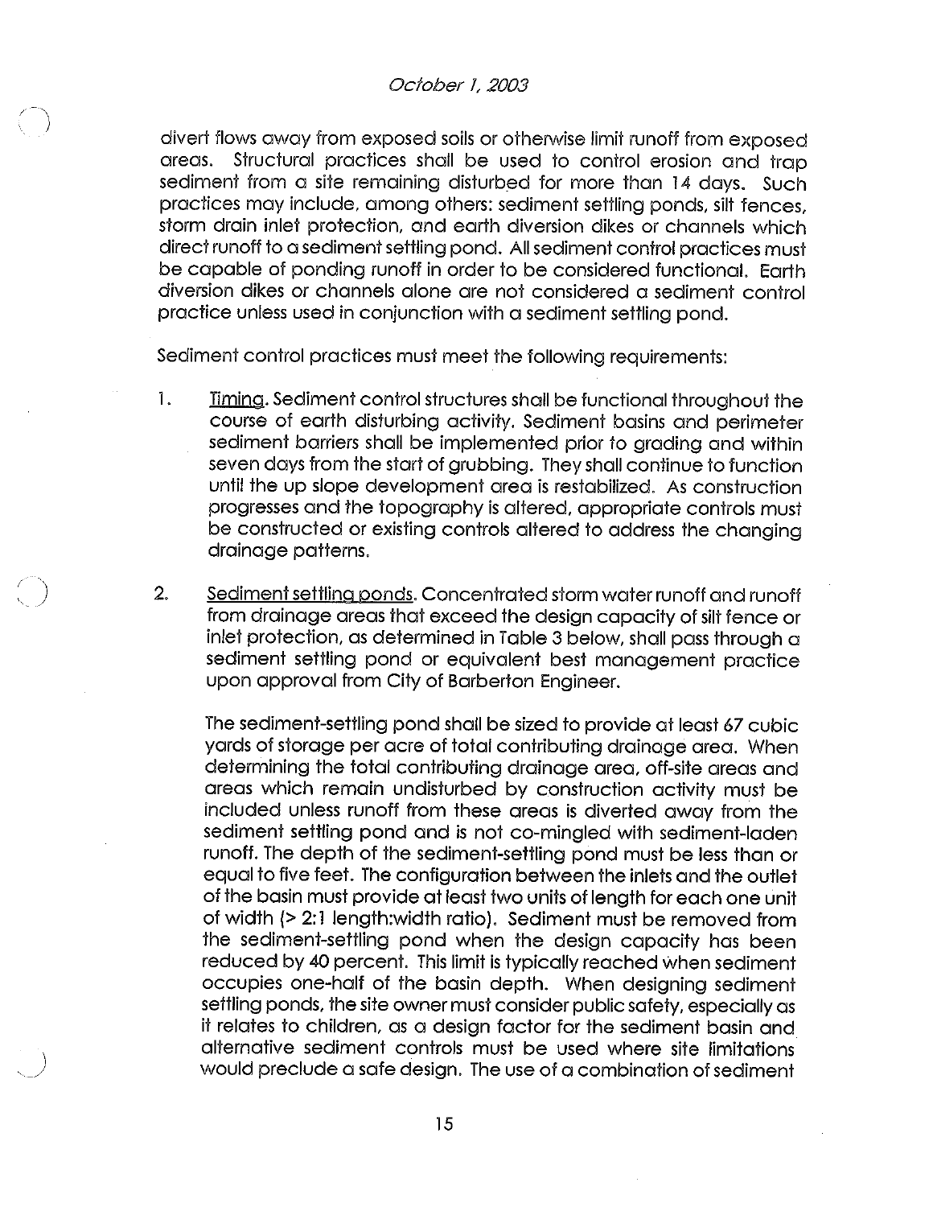divert flows away from exposed soils or otherwise limit runoff from exposed areas. Structural practices shall be used to control erosion and trap sediment from a site remaining disturbed for more than 14 days. Such practices may include, among others: sediment settling ponds, silt fences, storm drain inlet protection, and earth diversion dikes or channels which direct runoff to a sediment settling pond. All sediment control practices must be capable of ponding runoff in order to be considered functional. Earth diversion dikes or channels alone are not considered a sediment control practice unless used in conjunction with a sediment settling pond.

Sediment control practices must meet the following requirements:

1. Timing. Sediment control structures shall be functional throughout the course of earth disturbing activity. Sediment basins and perimeter sediment barriers shall be implemented prior to grading and within seven days from the start of grubbing. They shall continue to function until the up slope development area is restabilized. As construction progresses and the topography is altered, appropriate controls must be constructed or existing controls altered to address the changing drainage patterns.

2. Sediment settling ponds. Concentrated storm water runoff and runoff from drainage areas that exceed the design capacity of silt fence or inlet protection, as determined in Table 3 below, shall pass through a sediment settling pond or equivalent best management practice upon approval from City of Barberton Engineer.

   The sediment-settling pond shall be sized to provide at least 67 cubic yards of storage per acre of total contributing drainage area. When determining the total contributing drainage area, off-site areas and areas which remain undisturbed by construction activity must be included unless runoff from these areas is diverted away from the sediment settling pond and is not co-mingled with sediment-laden runoff. The depth of the sediment-settling pond must be less than or equal to five feet. The configuration between the inlets and the outlet of the basin must provide at least two units of length for each one unit of width (> 2:1 length:width ratio). Sediment must be removed from the sediment-settling pond when the design capacity has been reduced by 40 percent. This limit is typically reached when sediment occupies one-half of the basin depth. When designing sediment settling ponds, the site owner must consider public safety, especially as it relates to children, as a design factor for the sediment basin and alternative sediment controls must be used where site limitations would preclude a safe design. The use of a combination of sediment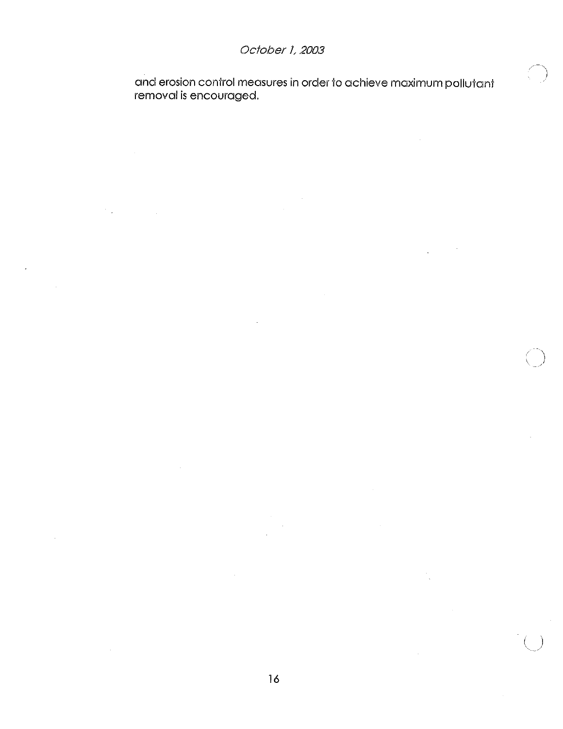and erosion control measures in order to achieve maximum pollutant removal is encouraged.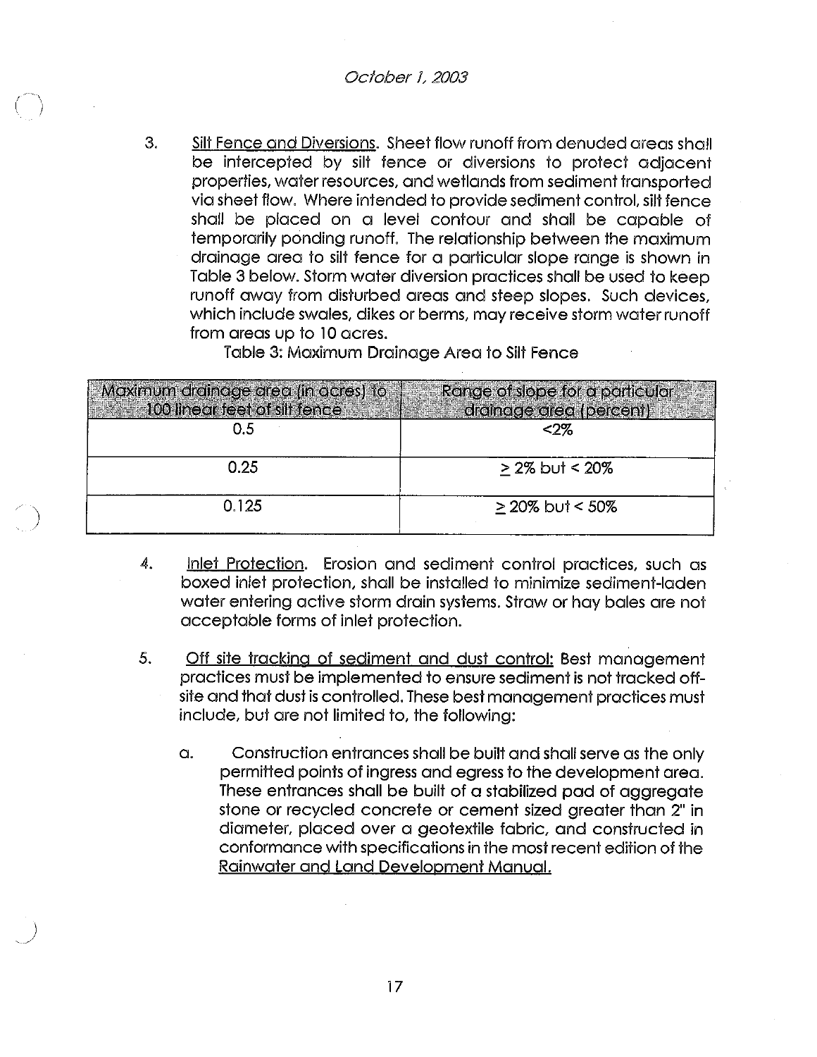3. Silt Fence and Diversions. Sheet flow runoff from denuded areas shall be intercepted by silt fence or diversions to protect adjacent properties, water resources, and wetlands from sediment transported via sheet flow. Where intended to provide sediment control, silt fence shall be placed on a level contour and shall be capable of temporarily ponding runoff. The relationship between the maximum drainage area to silt fence for a particular slope range is shown in Table 3 below. Storm water diversion practices shall be used to keep runoff away from disturbed areas and steep slopes. Such devices, which include swales, dikes or berms, may receive storm water runoff from areas up to 10 acres.

Table 3: Maximum Drainage Area to Silt Fence

| Maximum drainage area (in acres) to 100 linear feet of silt fence | Range of slope for a particular drainage area (percent) |
|---|---|
| 0.5 | <2% |
| 0.25 | ≥ 2% but < 20% |
| 0.125 | ≥ 20% but < 50% |

4. Inlet Protection. Erosion and sediment control practices, such as boxed inlet protection, shall be installed to minimize sediment-laden water entering active storm drain systems. Straw or hay bales are not acceptable forms of inlet protection.

5. Off site tracking of sediment and dust control: Best management practices must be implemented to ensure sediment is not tracked off-site and that dust is controlled. These best management practices must include, but are not limited to, the following:

   a. Construction entrances shall be built and shall serve as the only permitted points of ingress and egress to the development area. These entrances shall be built of a stabilized pad of aggregate stone or recycled concrete or cement sized greater than 2" in diameter, placed over a geotextile fabric, and constructed in conformance with specifications in the most recent edition of the Rainwater and Land Development Manual.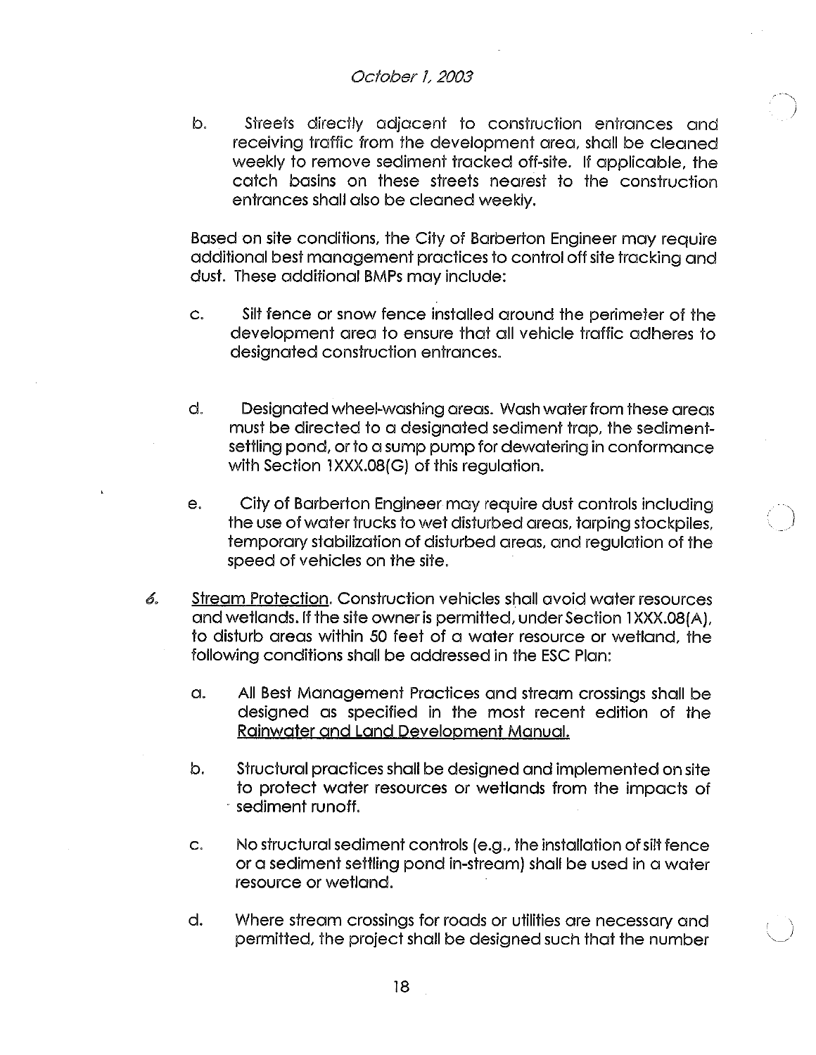b. Streets directly adjacent to construction entrances and receiving traffic from the development area, shall be cleaned weekly to remove sediment tracked off-site. If applicable, the catch basins on these streets nearest to the construction entrances shall also be cleaned weekly.

Based on site conditions, the City of Barberton Engineer may require additional best management practices to control off site tracking and dust. These additional BMPs may include:

c. Silt fence or snow fence installed around the perimeter of the development area to ensure that all vehicle traffic adheres to designated construction entrances.

d. Designated wheel-washing areas. Wash water from these areas must be directed to a designated sediment trap, the sediment-settling pond, or to a sump pump for dewatering in conformance with Section 1XXX.08(G) of this regulation.

e. City of Barberton Engineer may require dust controls including the use of water trucks to wet disturbed areas, tarping stockpiles, temporary stabilization of disturbed areas, and regulation of the speed of vehicles on the site.

6. Stream Protection. Construction vehicles shall avoid water resources and wetlands. If the site owner is permitted, under Section 1XXX.08(A), to disturb areas within 50 feet of a water resource or wetland, the following conditions shall be addressed in the ESC Plan:

   a. All Best Management Practices and stream crossings shall be designed as specified in the most recent edition of the Rainwater and Land Development Manual.

   b. Structural practices shall be designed and implemented on site to protect water resources or wetlands from the impacts of sediment runoff.

   c. No structural sediment controls (e.g., the installation of silt fence or a sediment settling pond in-stream) shall be used in a water resource or wetland.

   d. Where stream crossings for roads or utilities are necessary and permitted, the project shall be designed such that the number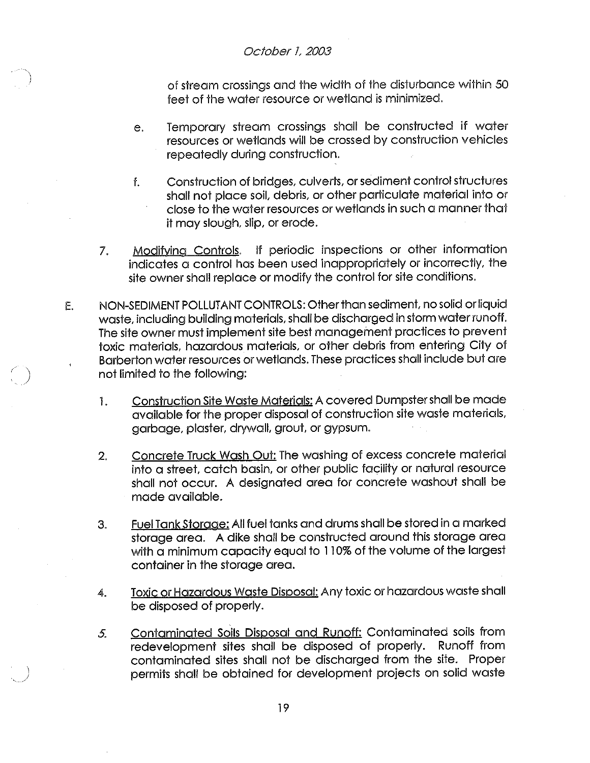of stream crossings and the width of the disturbance within 50 feet of the water resource or wetland is minimized.

e. Temporary stream crossings shall be constructed if water resources or wetlands will be crossed by construction vehicles repeatedly during construction.

f. Construction of bridges, culverts, or sediment control structures shall not place soil, debris, or other particulate material into or close to the water resources or wetlands in such a manner that it may slough, slip, or erode.

7. Modifying Controls. If periodic inspections or other information indicates a control has been used inappropriately or incorrectly, the site owner shall replace or modify the control for site conditions.

E. NON-SEDIMENT POLLUTANT CONTROLS: Other than sediment, no solid or liquid waste, including building materials, shall be discharged in storm water runoff. The site owner must implement site best management practices to prevent toxic materials, hazardous materials, or other debris from entering City of Barberton water resources or wetlands. These practices shall include but are not limited to the following:

1. Construction Site Waste Materials: A covered Dumpster shall be made available for the proper disposal of construction site waste materials, garbage, plaster, drywall, grout, or gypsum.

2. Concrete Truck Wash Out: The washing of excess concrete material into a street, catch basin, or other public facility or natural resource shall not occur. A designated area for concrete washout shall be made available.

3. Fuel Tank Storage: All fuel tanks and drums shall be stored in a marked storage area. A dike shall be constructed around this storage area with a minimum capacity equal to 110% of the volume of the largest container in the storage area.

4. Toxic or Hazardous Waste Disposal: Any toxic or hazardous waste shall be disposed of properly.

5. Contaminated Soils Disposal and Runoff: Contaminated soils from redevelopment sites shall be disposed of properly. Runoff from contaminated sites shall not be discharged from the site. Proper permits shall be obtained for development projects on solid waste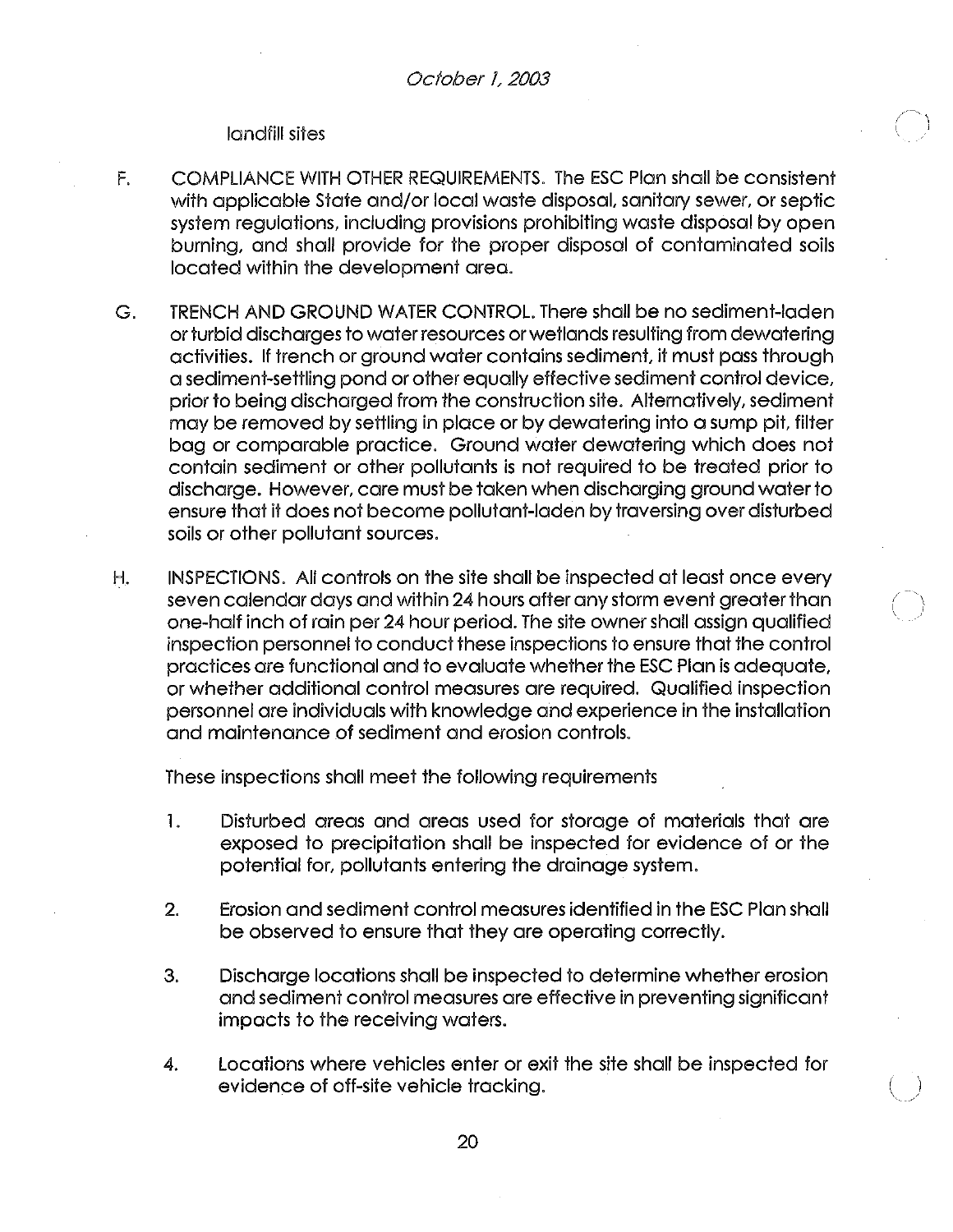landfill sites

F. COMPLIANCE WITH OTHER REQUIREMENTS. The ESC Plan shall be consistent with applicable State and/or local waste disposal, sanitary sewer, or septic system regulations, including provisions prohibiting waste disposal by open burning, and shall provide for the proper disposal of contaminated soils located within the development area.

G. TRENCH AND GROUND WATER CONTROL. There shall be no sediment-laden or turbid discharges to water resources or wetlands resulting from dewatering activities. If trench or ground water contains sediment, it must pass through a sediment-settling pond or other equally effective sediment control device, prior to being discharged from the construction site. Alternatively, sediment may be removed by settling in place or by dewatering into a sump pit, filter bag or comparable practice. Ground water dewatering which does not contain sediment or other pollutants is not required to be treated prior to discharge. However, care must be taken when discharging ground water to ensure that it does not become pollutant-laden by traversing over disturbed soils or other pollutant sources.

H. INSPECTIONS. All controls on the site shall be inspected at least once every seven calendar days and within 24 hours after any storm event greater than one-half inch of rain per 24 hour period. The site owner shall assign qualified inspection personnel to conduct these inspections to ensure that the control practices are functional and to evaluate whether the ESC Plan is adequate, or whether additional control measures are required. Qualified inspection personnel are individuals with knowledge and experience in the installation and maintenance of sediment and erosion controls.

These inspections shall meet the following requirements

1. Disturbed areas and areas used for storage of materials that are exposed to precipitation shall be inspected for evidence of or the potential for, pollutants entering the drainage system.

2. Erosion and sediment control measures identified in the ESC Plan shall be observed to ensure that they are operating correctly.

3. Discharge locations shall be inspected to determine whether erosion and sediment control measures are effective in preventing significant impacts to the receiving waters.

4. Locations where vehicles enter or exit the site shall be inspected for evidence of off-site vehicle tracking.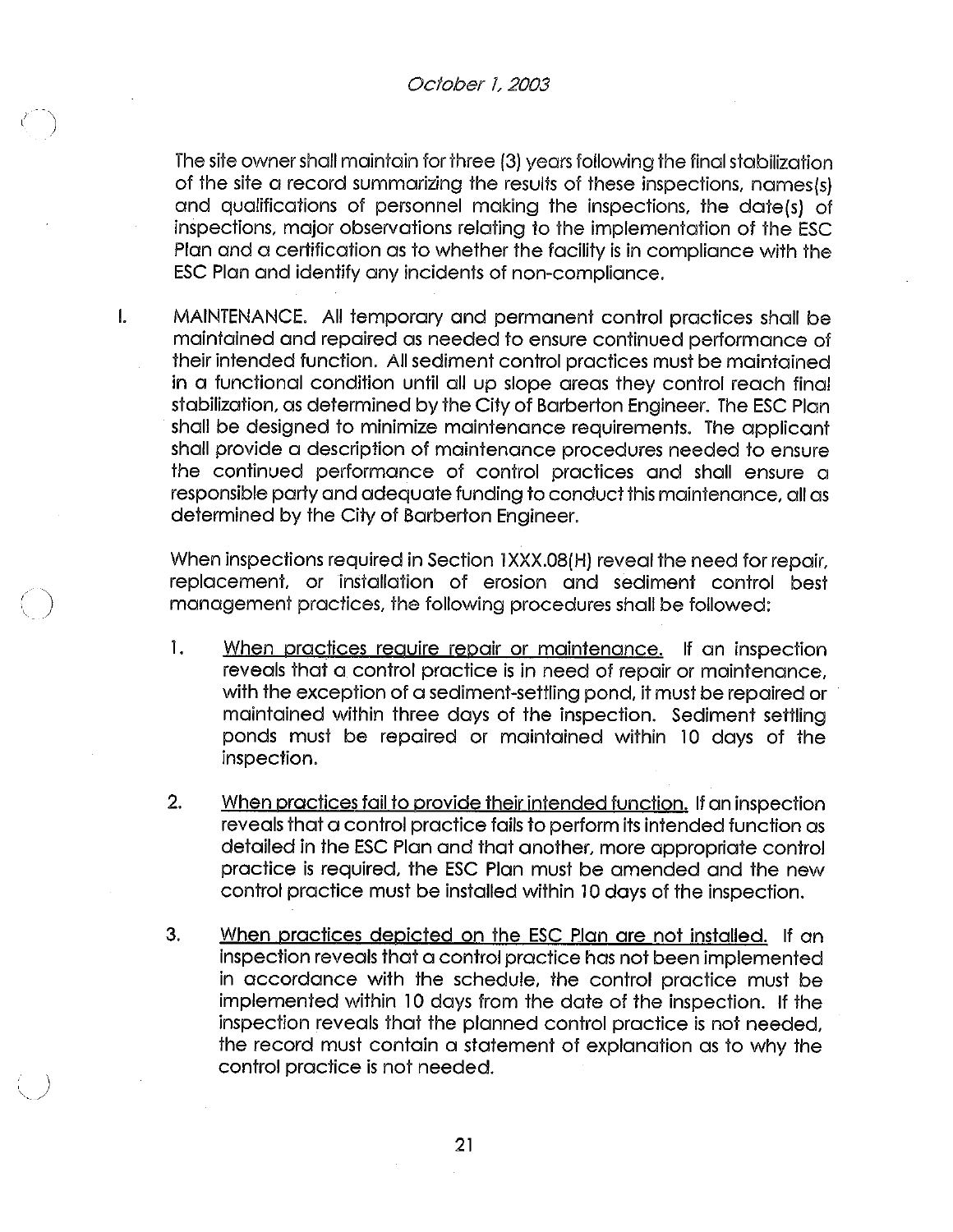The site owner shall maintain for three (3) years following the final stabilization of the site a record summarizing the results of these inspections, names(s) and qualifications of personnel making the inspections, the date(s) of inspections, major observations relating to the implementation of the ESC Plan and a certification as to whether the facility is in compliance with the ESC Plan and identify any incidents of non-compliance.

I. MAINTENANCE. All temporary and permanent control practices shall be maintained and repaired as needed to ensure continued performance of their intended function. All sediment control practices must be maintained in a functional condition until all up slope areas they control reach final stabilization, as determined by the City of Barberton Engineer. The ESC Plan shall be designed to minimize maintenance requirements. The applicant shall provide a description of maintenance procedures needed to ensure the continued performance of control practices and shall ensure a responsible party and adequate funding to conduct this maintenance, all as determined by the City of Barberton Engineer.

When inspections required in Section 1XXX.08(H) reveal the need for repair, replacement, or installation of erosion and sediment control best management practices, the following procedures shall be followed:

1. <u>When practices require repair or maintenance.</u> If an inspection reveals that a control practice is in need of repair or maintenance, with the exception of a sediment-settling pond, it must be repaired or maintained within three days of the inspection. Sediment settling ponds must be repaired or maintained within 10 days of the inspection.

2. <u>When practices fail to provide their intended function.</u> If an inspection reveals that a control practice fails to perform its intended function as detailed in the ESC Plan and that another, more appropriate control practice is required, the ESC Plan must be amended and the new control practice must be installed within 10 days of the inspection.

3. <u>When practices depicted on the ESC Plan are not installed.</u> If an inspection reveals that a control practice has not been implemented in accordance with the schedule, the control practice must be implemented within 10 days from the date of the inspection. If the inspection reveals that the planned control practice is not needed, the record must contain a statement of explanation as to why the control practice is not needed.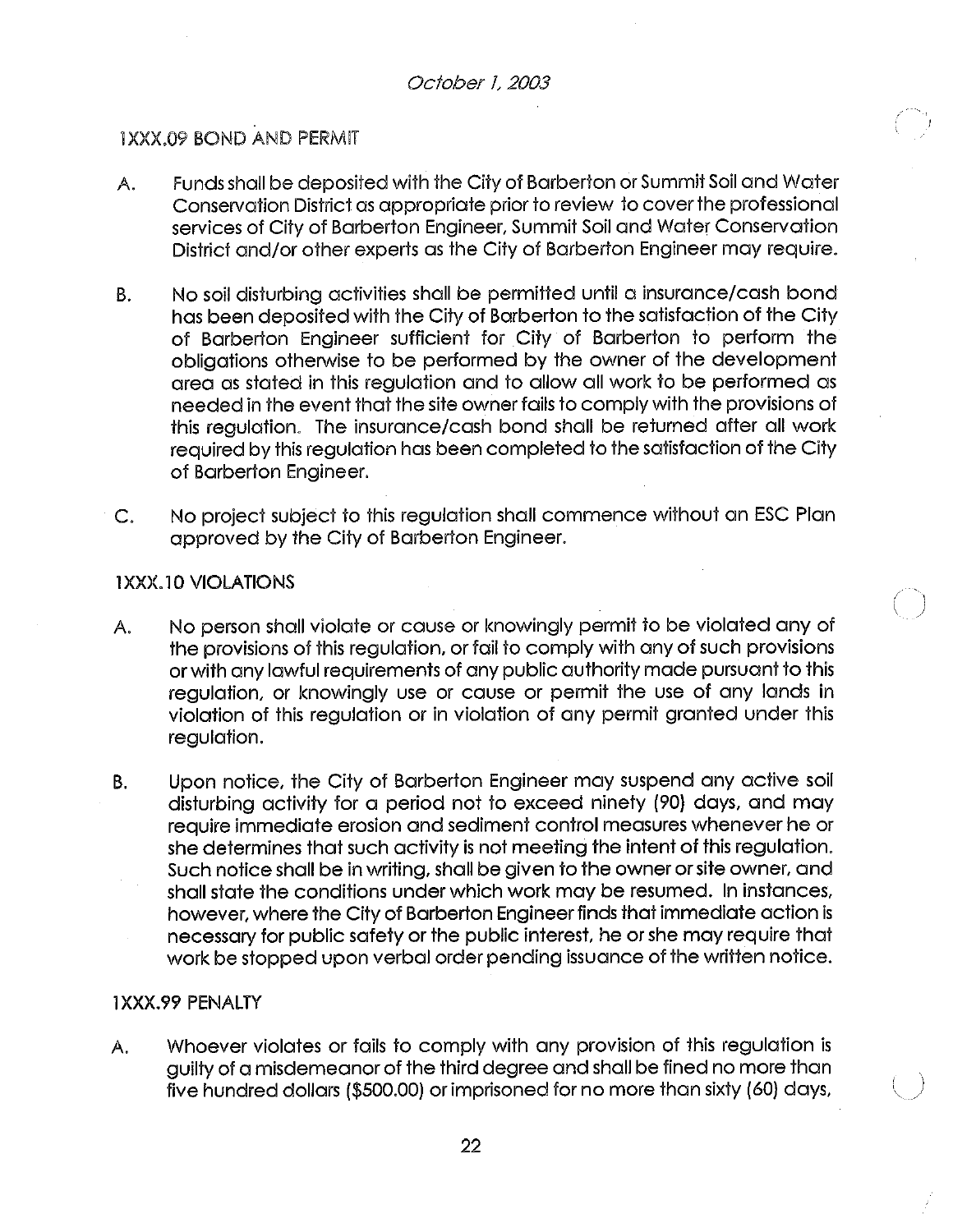## 1XXX.09 BOND AND PERMIT

A. Funds shall be deposited with the City of Barberton or Summit Soil and Water Conservation District as appropriate prior to review to cover the professional services of City of Barberton Engineer, Summit Soil and Water Conservation District and/or other experts as the City of Barberton Engineer may require.

B. No soil disturbing activities shall be permitted until a insurance/cash bond has been deposited with the City of Barberton to the satisfaction of the City of Barberton Engineer sufficient for City of Barberton to perform the obligations otherwise to be performed by the owner of the development area as stated in this regulation and to allow all work to be performed as needed in the event that the site owner fails to comply with the provisions of this regulation. The insurance/cash bond shall be returned after all work required by this regulation has been completed to the satisfaction of the City of Barberton Engineer.

C. No project subject to this regulation shall commence without an ESC Plan approved by the City of Barberton Engineer.

## 1XXX.10 VIOLATIONS

A. No person shall violate or cause or knowingly permit to be violated any of the provisions of this regulation, or fail to comply with any of such provisions or with any lawful requirements of any public authority made pursuant to this regulation, or knowingly use or cause or permit the use of any lands in violation of this regulation or in violation of any permit granted under this regulation.

B. Upon notice, the City of Barberton Engineer may suspend any active soil disturbing activity for a period not to exceed ninety (90) days, and may require immediate erosion and sediment control measures whenever he or she determines that such activity is not meeting the intent of this regulation. Such notice shall be in writing, shall be given to the owner or site owner, and shall state the conditions under which work may be resumed. In instances, however, where the City of Barberton Engineer finds that immediate action is necessary for public safety or the public interest, he or she may require that work be stopped upon verbal order pending issuance of the written notice.

## 1XXX.99 PENALTY

A. Whoever violates or fails to comply with any provision of this regulation is guilty of a misdemeanor of the third degree and shall be fined no more than five hundred dollars ($500.00) or imprisoned for no more than sixty (60) days,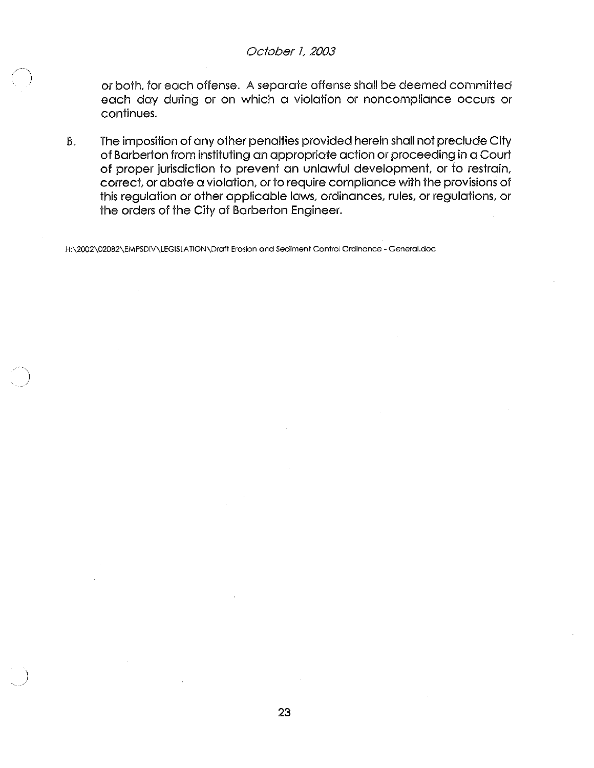or both, for each offense. A separate offense shall be deemed committed each day during or on which a violation or noncompliance occurs or continues.

B. The imposition of any other penalties provided herein shall not preclude City of Barberton from instituting an appropriate action or proceeding in a Court of proper jurisdiction to prevent an unlawful development, or to restrain, correct, or abate a violation, or to require compliance with the provisions of this regulation or other applicable laws, ordinances, rules, or regulations, or the orders of the City of Barberton Engineer.

H:\2002\02082\EMPSDIV\LEGISLATION\Draft Erosion and Sediment Control Ordinance - General.doc